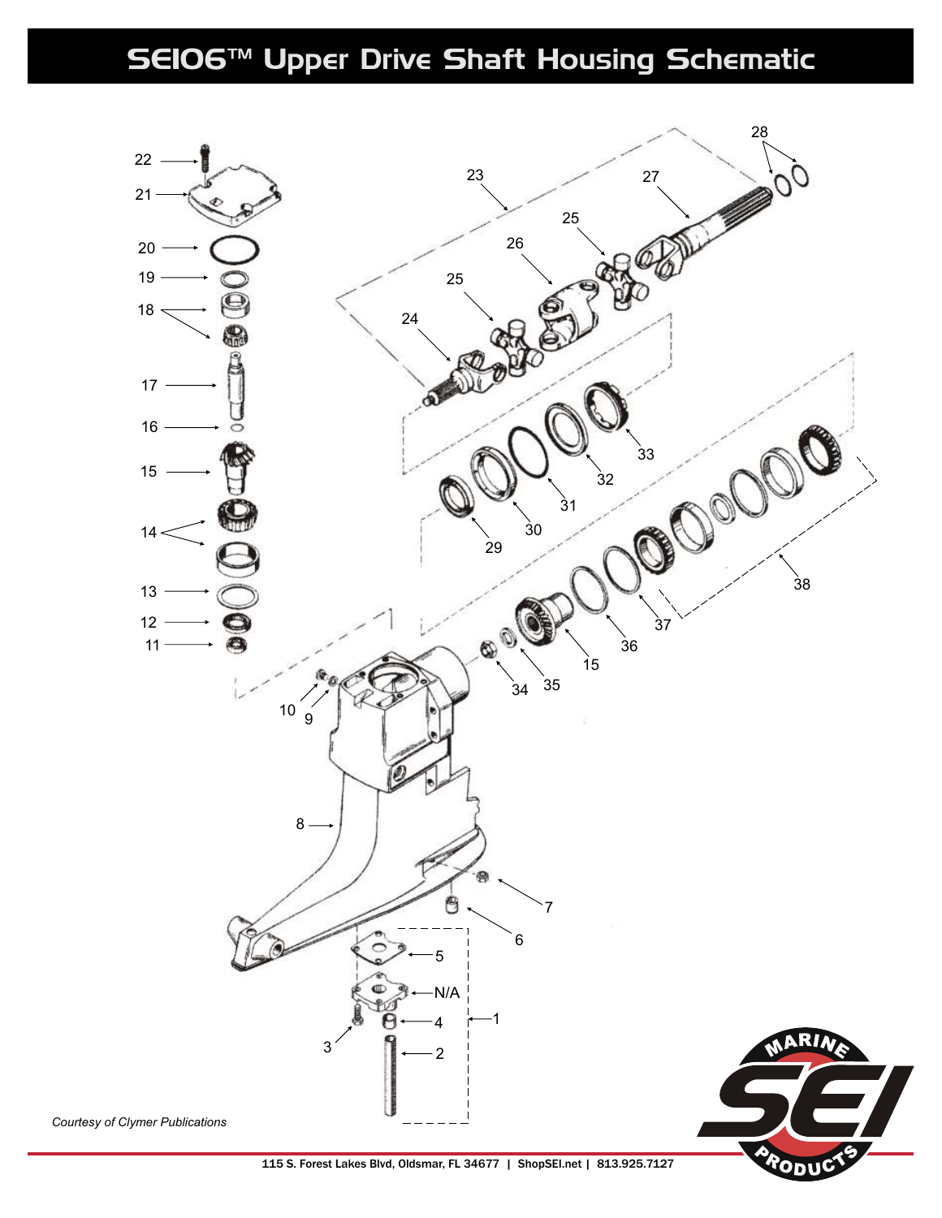# SEI06™ Upper Drive Shaft Housing Schematic

*Courtesy of Clymer Publications*

115 S. Forest Lakes Blvd, Oldsmar, FL 34677 | ShopSEI.net | 813.925.7127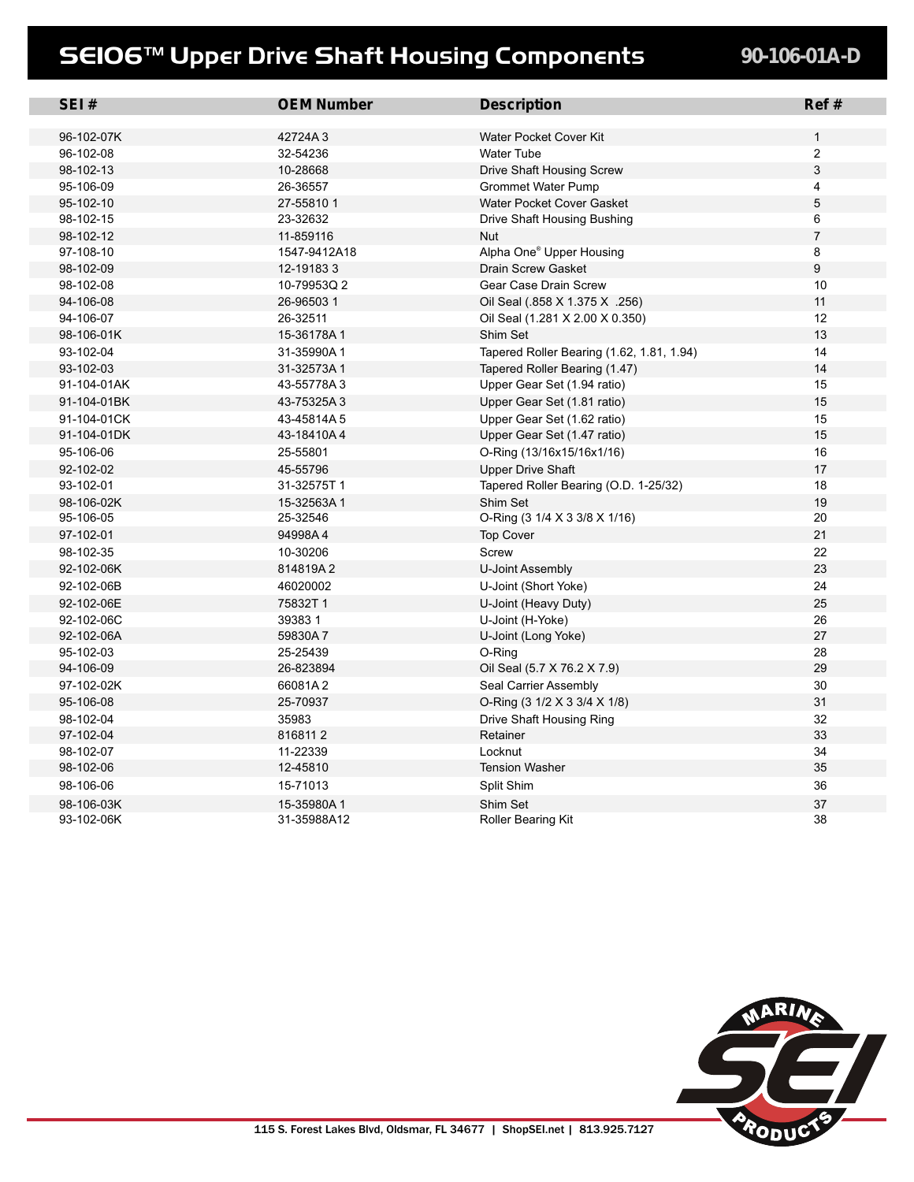# SEI06™ Upper Drive Shaft Housing Components

**90-106-01A-D**

| SEI # | OEM Number | Description | Ref # |
|---|---|---|---|
| 96-102-07K | 42724A 3 | Water Pocket Cover Kit | 1 |
| 96-102-08 | 32-54236 | Water Tube | 2 |
| 98-102-13 | 10-28668 | Drive Shaft Housing Screw | 3 |
| 95-106-09 | 26-36557 | Grommet Water Pump | 4 |
| 95-102-10 | 27-55810 1 | Water Pocket Cover Gasket | 5 |
| 98-102-15 | 23-32632 | Drive Shaft Housing Bushing | 6 |
| 98-102-12 | 11-859116 | Nut | 7 |
| 97-108-10 | 1547-9412A18 | Alpha One® Upper Housing | 8 |
| 98-102-09 | 12-19183 3 | Drain Screw Gasket | 9 |
| 98-102-08 | 10-79953Q 2 | Gear Case Drain Screw | 10 |
| 94-106-08 | 26-96503 1 | Oil Seal (.858 X 1.375 X .256) | 11 |
| 94-106-07 | 26-32511 | Oil Seal (1.281 X 2.00 X 0.350) | 12 |
| 98-106-01K | 15-36178A 1 | Shim Set | 13 |
| 93-102-04 | 31-35990A 1 | Tapered Roller Bearing (1.62, 1.81, 1.94) | 14 |
| 93-102-03 | 31-32573A 1 | Tapered Roller Bearing (1.47) | 14 |
| 91-104-01AK | 43-55778A 3 | Upper Gear Set (1.94 ratio) | 15 |
| 91-104-01BK | 43-75325A 3 | Upper Gear Set (1.81 ratio) | 15 |
| 91-104-01CK | 43-45814A 5 | Upper Gear Set (1.62 ratio) | 15 |
| 91-104-01DK | 43-18410A 4 | Upper Gear Set (1.47 ratio) | 15 |
| 95-106-06 | 25-55801 | O-Ring (13/16x15/16x1/16) | 16 |
| 92-102-02 | 45-55796 | Upper Drive Shaft | 17 |
| 93-102-01 | 31-32575T 1 | Tapered Roller Bearing (O.D. 1-25/32) | 18 |
| 98-106-02K | 15-32563A 1 | Shim Set | 19 |
| 95-106-05 | 25-32546 | O-Ring (3 1/4 X 3 3/8 X 1/16) | 20 |
| 97-102-01 | 94998A 4 | Top Cover | 21 |
| 98-102-35 | 10-30206 | Screw | 22 |
| 92-102-06K | 814819A 2 | U-Joint Assembly | 23 |
| 92-102-06B | 46020002 | U-Joint (Short Yoke) | 24 |
| 92-102-06E | 75832T 1 | U-Joint (Heavy Duty) | 25 |
| 92-102-06C | 39383 1 | U-Joint (H-Yoke) | 26 |
| 92-102-06A | 59830A 7 | U-Joint (Long Yoke) | 27 |
| 95-102-03 | 25-25439 | O-Ring | 28 |
| 94-106-09 | 26-823894 | Oil Seal (5.7 X 76.2 X 7.9) | 29 |
| 97-102-02K | 66081A 2 | Seal Carrier Assembly | 30 |
| 95-106-08 | 25-70937 | O-Ring (3 1/2 X 3 3/4 X 1/8) | 31 |
| 98-102-04 | 35983 | Drive Shaft Housing Ring | 32 |
| 97-102-04 | 816811 2 | Retainer | 33 |
| 98-102-07 | 11-22339 | Locknut | 34 |
| 98-102-06 | 12-45810 | Tension Washer | 35 |
| 98-106-06 | 15-71013 | Split Shim | 36 |
| 98-106-03K | 15-35980A 1 | Shim Set | 37 |
| 93-102-06K | 31-35988A12 | Roller Bearing Kit | 38 |

115 S. Forest Lakes Blvd, Oldsmar, FL 34677 | ShopSEI.net | 813.925.7127